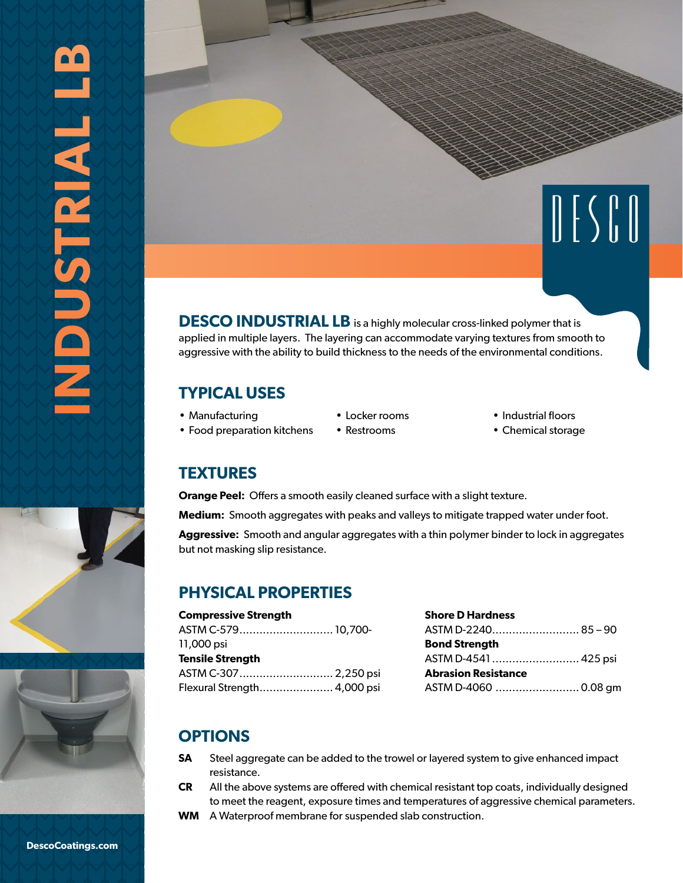# INDUSTRIAL LB

DESCO

**DESCO INDUSTRIAL LB** is a highly molecular cross-linked polymer that is applied in multiple layers. The layering can accommodate varying textures from smooth to aggressive with the ability to build thickness to the needs of the environmental conditions.

## TYPICAL USES

- Manufacturing
- Food preparation kitchens
- Locker rooms
- Restrooms
- Industrial floors
- Chemical storage

## TEXTURES

**Orange Peel:** Offers a smooth easily cleaned surface with a slight texture.

**Medium:** Smooth aggregates with peaks and valleys to mitigate trapped water under foot.

**Aggressive:** Smooth and angular aggregates with a thin polymer binder to lock in aggregates but not masking slip resistance.

## PHYSICAL PROPERTIES

**Compressive Strength**
ASTM C-579............................ 10,700-11,000 psi

**Tensile Strength**
ASTM C-307............................ 2,250 psi
Flexural Strength...................... 4,000 psi

**Shore D Hardness**
ASTM D-2240.......................... 85 – 90

**Bond Strength**
ASTM D-4541 .......................... 425 psi

**Abrasion Resistance**
ASTM D-4060 ......................... 0.08 gm

## OPTIONS

**SA** Steel aggregate can be added to the trowel or layered system to give enhanced impact resistance.

**CR** All the above systems are offered with chemical resistant top coats, individually designed to meet the reagent, exposure times and temperatures of aggressive chemical parameters.

**WM** A Waterproof membrane for suspended slab construction.

DescoCoatings.com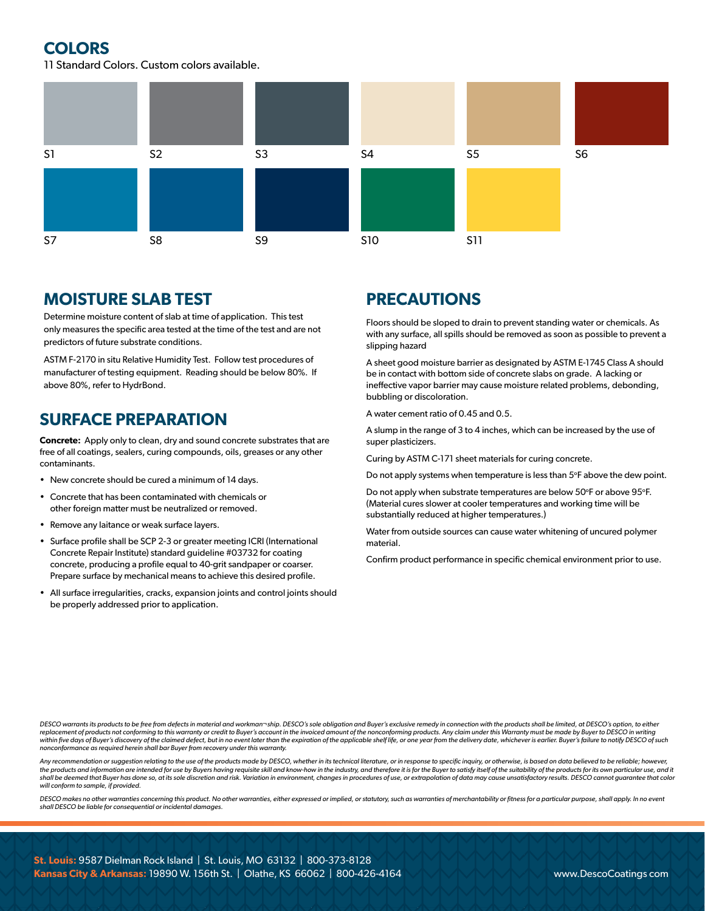## COLORS

11 Standard Colors. Custom colors available.

S1
S2
S3
S4
S5
S6
S7
S8
S9
S10
S11

## MOISTURE SLAB TEST

Determine moisture content of slab at time of application. This test only measures the specific area tested at the time of the test and are not predictors of future substrate conditions.

ASTM F-2170 in situ Relative Humidity Test. Follow test procedures of manufacturer of testing equipment. Reading should be below 80%. If above 80%, refer to HydrBond.

## SURFACE PREPARATION

**Concrete:** Apply only to clean, dry and sound concrete substrates that are free of all coatings, sealers, curing compounds, oils, greases or any other contaminants.

- New concrete should be cured a minimum of 14 days.
- Concrete that has been contaminated with chemicals or other foreign matter must be neutralized or removed.
- Remove any laitance or weak surface layers.
- Surface profile shall be SCP 2-3 or greater meeting ICRI (International Concrete Repair Institute) standard guideline #03732 for coating concrete, producing a profile equal to 40-grit sandpaper or coarser. Prepare surface by mechanical means to achieve this desired profile.
- All surface irregularities, cracks, expansion joints and control joints should be properly addressed prior to application.

## PRECAUTIONS

Floors should be sloped to drain to prevent standing water or chemicals. As with any surface, all spills should be removed as soon as possible to prevent a slipping hazard

A sheet good moisture barrier as designated by ASTM E-1745 Class A should be in contact with bottom side of concrete slabs on grade. A lacking or ineffective vapor barrier may cause moisture related problems, debonding, bubbling or discoloration.

A water cement ratio of 0.45 and 0.5.

A slump in the range of 3 to 4 inches, which can be increased by the use of super plasticizers.

Curing by ASTM C-171 sheet materials for curing concrete.

Do not apply systems when temperature is less than 5°F above the dew point.

Do not apply when substrate temperatures are below 50°F or above 95°F. (Material cures slower at cooler temperatures and working time will be substantially reduced at higher temperatures.)

Water from outside sources can cause water whitening of uncured polymer material.

Confirm product performance in specific chemical environment prior to use.

*DESCO warrants its products to be free from defects in material and workman¬ship. DESCO's sole obligation and Buyer's exclusive remedy in connection with the products shall be limited, at DESCO's option, to either replacement of products not conforming to this warranty or credit to Buyer's account in the invoiced amount of the nonconforming products. Any claim under this Warranty must be made by Buyer to DESCO in writing within five days of Buyer's discovery of the claimed defect, but in no event later than the expiration of the applicable shelf life, or one year from the delivery date, whichever is earlier. Buyer's failure to notify DESCO of such nonconformance as required herein shall bar Buyer from recovery under this warranty.*

*Any recommendation or suggestion relating to the use of the products made by DESCO, whether in its technical literature, or in response to specific inquiry, or otherwise, is based on data believed to be reliable; however, the products and information are intended for use by Buyers having requisite skill and know-how in the industry, and therefore it is for the Buyer to satisfy itself of the suitability of the products for its own particular use, and it shall be deemed that Buyer has done so, at its sole discretion and risk. Variation in environment, changes in procedures of use, or extrapolation of data may cause unsatisfactory results. DESCO cannot guarantee that color will conform to sample, if provided.*

*DESCO makes no other warranties concerning this product. No other warranties, either expressed or implied, or statutory, such as warranties of merchantability or fitness for a particular purpose, shall apply. In no event shall DESCO be liable for consequential or incidental damages.*

**St. Louis:** 9587 Dielman Rock Island | St. Louis, MO 63132 | 800-373-8128
**Kansas City & Arkansas:** 19890 W. 156th St. | Olathe, KS 66062 | 800-426-4164

www.DescoCoatings com